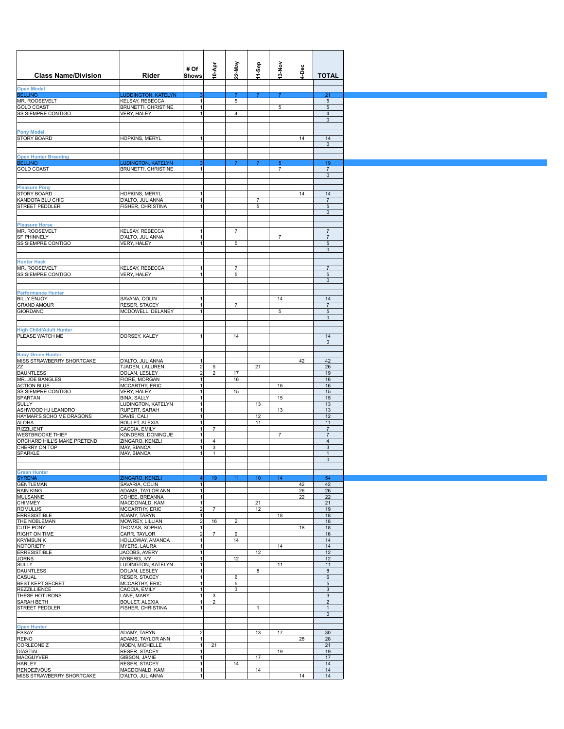| Class Name/Division | Rider | # Of Shows | 10-Apr | 22-May | 11-Sep | 13-Nov | 4-Dec | TOTAL |
|---|---|---|---|---|---|---|---|---|
| **Open Model** | | | | | | | | |
| BELLINO | LUDDINGTON, KATELYN | 3 | | 7 | 7 | 7 | | 21 |
| MR. ROOSEVELT | KELSAY, REBECCA | 1 | | 5 | | | | 5 |
| GOLD COAST | BRUNETTI, CHRISTINE | 1 | | | | 5 | | 5 |
| SS SIEMPRE CONTIGO | VERY, HALEY | 1 | | 4 | | | | 4 |
| | | | | | | | | 0 |
| **Pony Model** | | | | | | | | |
| STORY BOARD | HOPKINS, MERYL | 1 | | | | | 14 | 14 |
| | | | | | | | | 0 |
| **Open Hunter Breeding** | | | | | | | | |
| BELLINO | LUDINGTON, KATELYN | 3 | | 7 | 7 | 5 | | 19 |
| GOLD COAST | BRUNETTI, CHRISTINE | 1 | | | | 7 | | 7 |
| | | | | | | | | 0 |
| **Pleasure Pony** | | | | | | | | |
| STORY BOARD | HOPKINS, MERYL | 1 | | | | | 14 | 14 |
| KANDOTA BLU CHIC | D'ALTO, JULIANNA | 1 | | | 7 | | | 7 |
| STREET PEDDLER | FISHER, CHRISTINA | 1 | | | 5 | | | 5 |
| | | | | | | | | 0 |
| **Pleasure Horse** | | | | | | | | |
| MR. ROOSEVELT | KELSAY, REBECCA | 1 | | 7 | | | | 7 |
| SF PHINNELY | D'ALTO, JULIANNA | 1 | | | | 7 | | 7 |
| SS SIEMPRE CONTIGO | VERY, HALEY | 1 | | 5 | | | | 5 |
| | | | | | | | | 0 |
| **Hunter Hack** | | | | | | | | |
| MR. ROOSEVELT | KELSAY, REBECCA | 1 | | 7 | | | | 7 |
| SS SIEMPRE CONTIGO | VERY, HALEY | 1 | | 5 | | | | 5 |
| | | | | | | | | 0 |
| **Performance Hunter** | | | | | | | | |
| BILLY ENJOY | SAVANA, COLIN | 1 | | | | 14 | | 14 |
| GRAND AMOUR | RESER, STACEY | 1 | | 7 | | | | 7 |
| GIORDANO | MCDOWELL, DELANEY | 1 | | | | 5 | | 5 |
| | | | | | | | | 0 |
| **High Child/Adult Hunter** | | | | | | | | |
| PLEASE WATCH ME | DORSEY, KALEY | 1 | | 14 | | | | 14 |
| | | | | | | | | 0 |
| **Baby Green Hunter** | | | | | | | | |
| MISS STRAWBERRY SHORTCAKE | D'ALTO, JULIANNA | 1 | | | | | 42 | 42 |
| ZZ | TJADEN, LAUREN | 2 | 5 | | 21 | | | 26 |
| DAUNTLESS | DOLAN, LESLEY | 2 | 2 | 17 | | | | 19 |
| MR. JOE BANGLES | FIORE, MORGAN | 1 | | 16 | | | | 16 |
| ACTION BLUE | MCCARTHY, ERIC | 1 | | | | 16 | | 16 |
| SS SIEMPRE CONTIGO | VERY, HALEY | 1 | | 15 | | | | 15 |
| SPARTAN | BINA, SALLY | 1 | | | | 15 | | 15 |
| SULLY | LUDINGTON, KATELYN | 1 | | | 13 | | | 13 |
| ASHWOOD HJ LEANDRO | RUPERT, SARAH | 1 | | | | 13 | | 13 |
| HAYMAR'S SCHO ME DRAGONS | DAVIS, CALI | 1 | | | 12 | | | 12 |
| ALOHA | BOULET, ALEXIA | 1 | | | 11 | | | 11 |
| RIZZILIENT | CACCIA, EMILY | 1 | 7 | | | | | 7 |
| WESTBROOKE THIEF | KONDERS, DONINQUE | 1 | | | | 7 | | 7 |
| ORCHARD HILL'S MAKE PRETEND | ZINGARO, KENZLI | 1 | 4 | | | | | 4 |
| CHERRY ON TOP | MAY, BIANCA | 1 | 3 | | | | | 3 |
| SPARKLE | MAY, BIANCA | 1 | 1 | | | | | 1 |
| | | | | | | | | 0 |
| **Green Hunter** | | | | | | | | |
| SYRENA | ZINGARO, KENZLI | 4 | 19 | 11 | 10 | 14 | | 54 |
| GENTLEMAN | SAVARIA, COLIN | 1 | | | | | 42 | 42 |
| RAIN KING | ADAMS, TAYLOR ANN | 1 | | | | | 26 | 26 |
| MULSANNE | COHEE, BREANNA | 1 | | | | | 22 | 22 |
| CHIMMEY | MACDONALD, KAM | 1 | | | 21 | | | 21 |
| ROMULUS | MCCARTHY, ERIC | 2 | 7 | | 12 | | | 19 |
| ERRESISTIBLE | ADAMY, TARYN | 1 | | | | 18 | | 18 |
| THE NOBLEMAN | MOWREY, LILLIAN | 2 | 16 | 2 | | | | 18 |
| CUTE PONY | THOMAS, SOPHIA | 1 | | | | | 18 | 18 |
| RIGHT ON TIME | CARR, TAYLOR | 2 | 7 | 9 | | | | 16 |
| KRYMSUN K | HOLLOWAY, AMANDA | 1 | | 14 | | | | 14 |
| NOTORIETY | MYERS, LAURA | 1 | | | | 14 | | 14 |
| ERRESISTIBLE | JACOBS, AVERY | 1 | | | 12 | | | 12 |
| JORNS | NYBERG, IVY | 1 | | 12 | | | | 12 |
| SULLY | LUDINGTON, KATELYN | 1 | | | | 11 | | 11 |
| DAUNTLESS | DOLAN, LESLEY | 1 | | | 8 | | | 8 |
| CASUAL | RESER, STACEY | 1 | | 6 | | | | 6 |
| BEST KEPT SECRET | MCCARTHY, ERIC | 1 | | 5 | | | | 5 |
| REZZILLIENCE | CACCIA, EMILY | 1 | | 3 | | | | 3 |
| THESE HOT IRONS | LANE, MARY | 1 | 3 | | | | | 3 |
| SARAH BETH | BOULET, ALEXIA | 1 | 2 | | | | | 2 |
| STREET PEDDLER | FISHER, CHRISTINA | 1 | | | 1 | | | 1 |
| | | | | | | | | 0 |
| **Open Hunter** | | | | | | | | |
| ESSAY | ADAMY, TARYN | 2 | | | 13 | 17 | | 30 |
| REINO | ADAMS, TAYLOR ANN | 1 | | | | | 28 | 28 |
| CORLEONE Z | MOEN, MICHELLE | 1 | 21 | | | | | 21 |
| DIASTIAL | RESER, STACEY | 1 | | | | 19 | | 19 |
| MACGUYVER | GIBSON, JAMIE | 1 | | | 17 | | | 17 |
| HARLEY | RESER, STACEY | 1 | | 14 | | | | 14 |
| RENDEZVOUS | MACDONALD, KAM | 1 | | | 14 | | | 14 |
| MISS STRAWBERRY SHORTCAKE | D'ALTO, JULIANNA | 1 | | | | | 14 | 14 |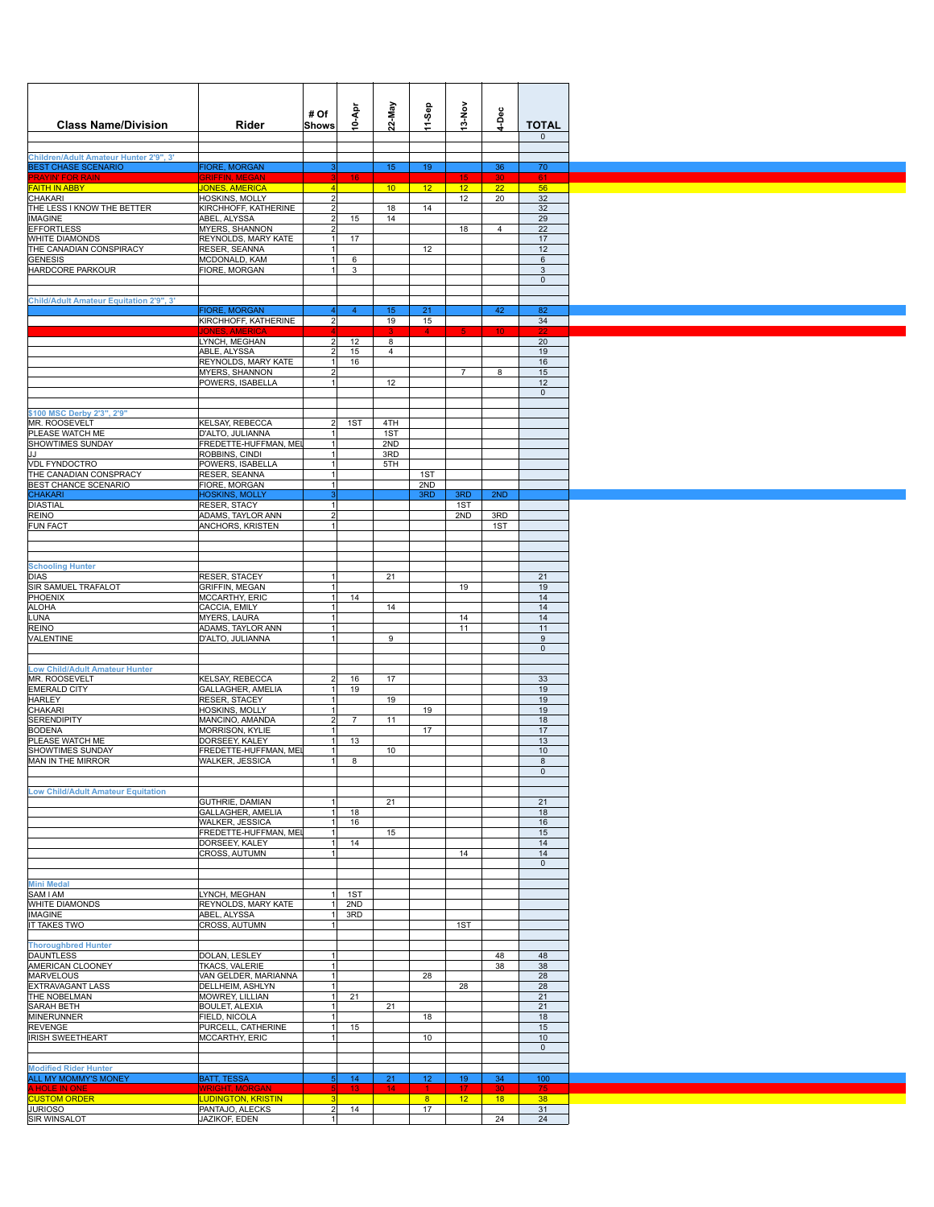| Class Name/Division | Rider | # Of Shows | 10-Apr | 22-May | 11-Sep | 13-Nov | 4-Dec | TOTAL |
|---|---|---|---|---|---|---|---|---|
| | | | | | | | | 0 |
| **Children/Adult Amateur Hunter 2'9", 3'** | | | | | | | | |
| BEST CHASE SCENARIO | FIORE, MORGAN | 3 | | 15 | 19 | | 36 | 70 |
| PRAYIN' FOR RAIN | GRIFFIN, MEGAN | 3 | 16 | | | 15 | 30 | 61 |
| FAITH IN ABBY | JONES, AMERICA | 4 | | 10 | 12 | 12 | 22 | 56 |
| CHAKARI | HOSKINS, MOLLY | 2 | | | | 12 | 20 | 32 |
| THE LESS I KNOW THE BETTER | KIRCHHOFF, KATHERINE | 2 | | 18 | 14 | | | 32 |
| IMAGINE | ABEL, ALYSSA | 2 | 15 | 14 | | | | 29 |
| EFFORTLESS | MYERS, SHANNON | 2 | | | | 18 | 4 | 22 |
| WHITE DIAMONDS | REYNOLDS, MARY KATE | 1 | 17 | | | | | 17 |
| THE CANADIAN CONSPIRACY | RESER, SEANNA | 1 | | | 12 | | | 12 |
| GENESIS | MCDONALD, KAM | 1 | 6 | | | | | 6 |
| HARDCORE PARKOUR | FIORE, MORGAN | 1 | 3 | | | | | 3 |
| | | | | | | | | 0 |
| **Child/Adult Amateur Equitation 2'9", 3'** | | | | | | | | |
| | FIORE, MORGAN | 4 | 4 | 15 | 21 | | 42 | 82 |
| | KIRCHHOFF, KATHERINE | 2 | | 19 | 15 | | | 34 |
| | JONES, AMERICA | 4 | | 3 | 4 | 5 | 10 | 22 |
| | LYNCH, MEGHAN | 2 | 12 | 8 | | | | 20 |
| | ABLE, ALYSSA | 2 | 15 | 4 | | | | 19 |
| | REYNOLDS, MARY KATE | 1 | 16 | | | | | 16 |
| | MYERS, SHANNON | 2 | | | | 7 | 8 | 15 |
| | POWERS, ISABELLA | 1 | | 12 | | | | 12 |
| | | | | | | | | 0 |
| **$100 MSC Derby 2'3", 2'9"** | | | | | | | | |
| MR. ROOSEVELT | KELSAY, REBECCA | 2 | 1ST | 4TH | | | | |
| PLEASE WATCH ME | D'ALTO, JULIANNA | 1 | | 1ST | | | | |
| SHOWTIMES SUNDAY | FREDETTE-HUFFMAN, MEL | 1 | | 2ND | | | | |
| JJ | ROBBINS, CINDI | 1 | | 3RD | | | | |
| VDL FYNDOCTRO | POWERS, ISABELLA | 1 | | 5TH | | | | |
| THE CANADIAN CONSPRACY | RESER, SEANNA | 1 | | | 1ST | | | |
| BEST CHANCE SCENARIO | FIORE, MORGAN | 1 | | | 2ND | | | |
| CHAKARI | HOSKINS, MOLLY | 3 | | | 3RD | 3RD | 2ND | |
| DIASTIAL | RESER, STACY | 1 | | | | 1ST | | |
| REINO | ADAMS, TAYLOR ANN | 2 | | | | 2ND | 3RD | |
| FUN FACT | ANCHORS, KRISTEN | 1 | | | | | 1ST | |
| **Schooling Hunter** | | | | | | | | |
| DIAS | RESER, STACEY | 1 | | 21 | | | | 21 |
| SIR SAMUEL TRAFALOT | GRIFFIN, MEGAN | 1 | | | | 19 | | 19 |
| PHOENIX | MCCARTHY, ERIC | 1 | 14 | | | | | 14 |
| ALOHA | CACCIA, EMILY | 1 | | 14 | | | | 14 |
| LUNA | MYERS, LAURA | 1 | | | | 14 | | 14 |
| REINO | ADAMS, TAYLOR ANN | 1 | | | | 11 | | 11 |
| VALENTINE | D'ALTO, JULIANNA | 1 | | 9 | | | | 9 |
| | | | | | | | | 0 |
| **Low Child/Adult Amateur Hunter** | | | | | | | | |
| MR. ROOSEVELT | KELSAY, REBECCA | 2 | 16 | 17 | | | | 33 |
| EMERALD CITY | GALLAGHER, AMELIA | 1 | 19 | | | | | 19 |
| HARLEY | RESER, STACEY | 1 | | 19 | | | | 19 |
| CHAKARI | HOSKINS, MOLLY | 1 | | | 19 | | | 19 |
| SERENDIPITY | MANCINO, AMANDA | 2 | 7 | 11 | | | | 18 |
| BODENA | MORRISON, KYLIE | 1 | | | 17 | | | 17 |
| PLEASE WATCH ME | DORSEEY, KALEY | 1 | 13 | | | | | 13 |
| SHOWTIMES SUNDAY | FREDETTE-HUFFMAN, MEL | 1 | | 10 | | | | 10 |
| MAN IN THE MIRROR | WALKER, JESSICA | 1 | 8 | | | | | 8 |
| | | | | | | | | 0 |
| **Low Child/Adult Amateur Equitation** | | | | | | | | |
| | GUTHRIE, DAMIAN | 1 | | 21 | | | | 21 |
| | GALLAGHER, AMELIA | 1 | 18 | | | | | 18 |
| | WALKER, JESSICA | 1 | 16 | | | | | 16 |
| | FREDETTE-HUFFMAN, MEL | 1 | | 15 | | | | 15 |
| | DORSEEY, KALEY | 1 | 14 | | | | | 14 |
| | CROSS, AUTUMN | 1 | | | | 14 | | 14 |
| | | | | | | | | 0 |
| **Mini Medal** | | | | | | | | |
| SAM I AM | LYNCH, MEGHAN | 1 | 1ST | | | | | |
| WHITE DIAMONDS | REYNOLDS, MARY KATE | 1 | 2ND | | | | | |
| IMAGINE | ABEL, ALYSSA | 1 | 3RD | | | | | |
| IT TAKES TWO | CROSS, AUTUMN | 1 | | | | 1ST | | |
| **Thoroughbred Hunter** | | | | | | | | |
| DAUNTLESS | DOLAN, LESLEY | 1 | | | | | 48 | 48 |
| AMERICAN CLOONEY | TKACS, VALERIE | 1 | | | | | 38 | 38 |
| MARVELOUS | VAN GELDER, MARIANNA | 1 | | | 28 | | | 28 |
| EXTRAVAGANT LASS | DELLHEIM, ASHLYN | 1 | | | | 28 | | 28 |
| THE NOBELMAN | MOWREY, LILLIAN | 1 | 21 | | | | | 21 |
| SARAH BETH | BOULET, ALEXIA | 1 | | 21 | | | | 21 |
| MINERUNNER | FIELD, NICOLA | 1 | | | 18 | | | 18 |
| REVENGE | PURCELL, CATHERINE | 1 | 15 | | | | | 15 |
| IRISH SWEETHEART | MCCARTHY, ERIC | 1 | | | 10 | | | 10 |
| | | | | | | | | 0 |
| **Modified Rider Hunter** | | | | | | | | |
| ALL MY MOMMY'S MONEY | BATT, TESSA | 5 | 14 | 21 | 12 | 19 | 34 | 100 |
| A HOLE IN ONE | WRIGHT, MORGAN | 5 | 13 | 14 | 1 | 17 | 30 | 75 |
| CUSTOM ORDER | LUDINGTON, KRISTIN | 3 | | | 8 | 12 | 18 | 38 |
| JURIOSO | PANTAJO, ALECKS | 2 | 14 | | 17 | | | 31 |
| SIR WINSALOT | JAZIKOF, EDEN | 1 | | | | | 24 | 24 |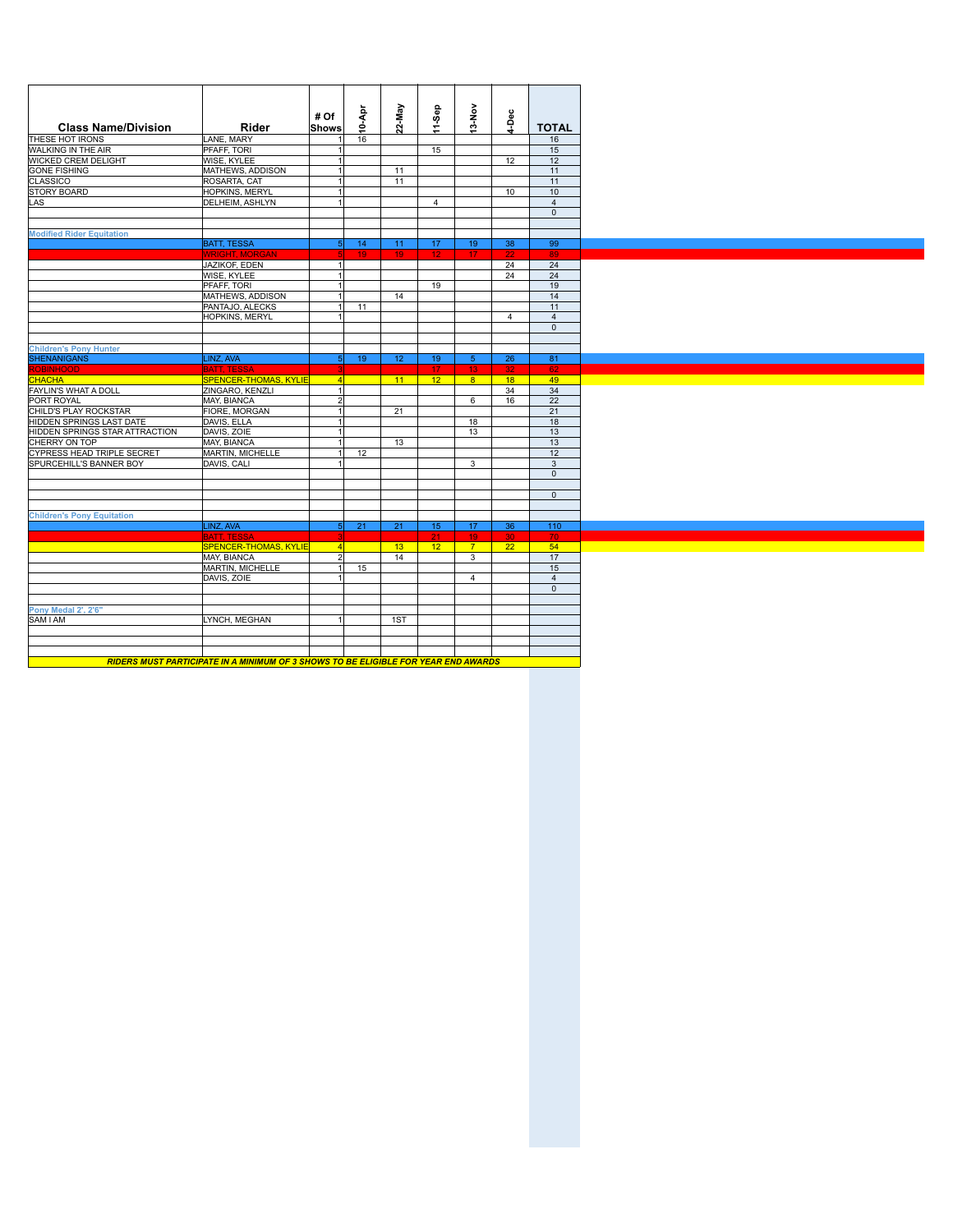| Class Name/Division | Rider | # Of Shows | 10-Apr | 22-May | 11-Sep | 13-Nov | 4-Dec | TOTAL |
|---|---|---|---|---|---|---|---|---|
| THESE HOT IRONS | LANE, MARY | 1 | 16 | | | | | 16 |
| WALKING IN THE AIR | PFAFF, TORI | 1 | | | 15 | | | 15 |
| WICKED CREM DELIGHT | WISE, KYLEE | 1 | | | | | 12 | 12 |
| GONE FISHING | MATHEWS, ADDISON | 1 | | 11 | | | | 11 |
| CLASSICO | ROSARTA, CAT | 1 | | 11 | | | | 11 |
| STORY BOARD | HOPKINS, MERYL | 1 | | | | | 10 | 10 |
| LAS | DELHEIM, ASHLYN | 1 | | | 4 | | | 4 |
| | | | | | | | | 0 |
| | | | | | | | | |
| **Modified Rider Equitation** | | | | | | | | |
| | BATT, TESSA | 5 | 14 | 11 | 17 | 19 | 38 | 99 |
| | WRIGHT, MORGAN | 5 | 19 | 19 | 12 | 17 | 22 | 89 |
| | JAZIKOF, EDEN | 1 | | | | | 24 | 24 |
| | WISE, KYLEE | 1 | | | | | 24 | 24 |
| | PFAFF, TORI | 1 | | | 19 | | | 19 |
| | MATHEWS, ADDISON | 1 | | 14 | | | | 14 |
| | PANTAJO, ALECKS | 1 | 11 | | | | | 11 |
| | HOPKINS, MERYL | 1 | | | | | 4 | 4 |
| | | | | | | | | 0 |
| | | | | | | | | |
| **Children's Pony Hunter** | | | | | | | | |
| SHENANIGANS | LINZ, AVA | 5 | 19 | 12 | 19 | 5 | 26 | 81 |
| ROBINHOOD | BATT, TESSA | 3 | | | 17 | 13 | 32 | 62 |
| CHACHA | SPENCER-THOMAS, KYLIE | 4 | | 11 | 12 | 8 | 18 | 49 |
| FAYLIN'S WHAT A DOLL | ZINGARO, KENZLI | 1 | | | | | 34 | 34 |
| PORT ROYAL | MAY, BIANCA | 2 | | | | 6 | 16 | 22 |
| CHILD'S PLAY ROCKSTAR | FIORE, MORGAN | 1 | | 21 | | | | 21 |
| HIDDEN SPRINGS LAST DATE | DAVIS, ELLA | 1 | | | | 18 | | 18 |
| HIDDEN SPRINGS STAR ATTRACTION | DAVIS, ZOIE | 1 | | | | 13 | | 13 |
| CHERRY ON TOP | MAY, BIANCA | 1 | | 13 | | | | 13 |
| CYPRESS HEAD TRIPLE SECRET | MARTIN, MICHELLE | 1 | 12 | | | | | 12 |
| SPURCEHILL'S BANNER BOY | DAVIS, CALI | 1 | | | | 3 | | 3 |
| | | | | | | | | 0 |
| | | | | | | | | |
| | | | | | | | | 0 |
| | | | | | | | | |
| **Children's Pony Equitation** | | | | | | | | |
| | LINZ, AVA | 5 | 21 | 21 | 15 | 17 | 36 | 110 |
| | BATT, TESSA | 3 | | | 21 | 19 | 30 | 70 |
| | SPENCER-THOMAS, KYLIE | 4 | | 13 | 12 | 7 | 22 | 54 |
| | MAY, BIANCA | 2 | | 14 | | 3 | | 17 |
| | MARTIN, MICHELLE | 1 | 15 | | | | | 15 |
| | DAVIS, ZOIE | 1 | | | | 4 | | 4 |
| | | | | | | | | 0 |
| | | | | | | | | |
| **Pony Medal 2', 2'6"** | | | | | | | | |
| SAM I AM | LYNCH, MEGHAN | 1 | | 1ST | | | | |
| | | | | | | | | |
| | | | | | | | | |
| | | | | | | | | |

***RIDERS MUST PARTICIPATE IN A MINIMUM OF 3 SHOWS TO BE ELIGIBLE FOR YEAR END AWARDS***